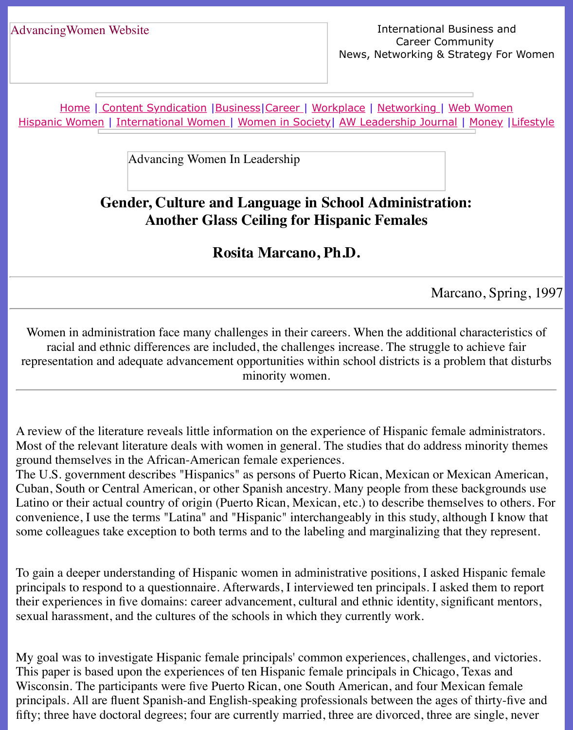AdvancingWomen Website

International Business and Career Community
News, Networking & Strategy For Women

Home | Content Syndication | Business | Career | Workplace | Networking | Web Women
Hispanic Women | International Women | Women in Society | AW Leadership Journal | Money | Lifestyle

Advancing Women In Leadership

# Gender, Culture and Language in School Administration: Another Glass Ceiling for Hispanic Females

## Rosita Marcano, Ph.D.

Marcano, Spring, 1997

Women in administration face many challenges in their careers. When the additional characteristics of racial and ethnic differences are included, the challenges increase. The struggle to achieve fair representation and adequate advancement opportunities within school districts is a problem that disturbs minority women.

A review of the literature reveals little information on the experience of Hispanic female administrators. Most of the relevant literature deals with women in general. The studies that do address minority themes ground themselves in the African-American female experiences.
The U.S. government describes "Hispanics" as persons of Puerto Rican, Mexican or Mexican American, Cuban, South or Central American, or other Spanish ancestry. Many people from these backgrounds use Latino or their actual country of origin (Puerto Rican, Mexican, etc.) to describe themselves to others. For convenience, I use the terms "Latina" and "Hispanic" interchangeably in this study, although I know that some colleagues take exception to both terms and to the labeling and marginalizing that they represent.

To gain a deeper understanding of Hispanic women in administrative positions, I asked Hispanic female principals to respond to a questionnaire. Afterwards, I interviewed ten principals. I asked them to report their experiences in five domains: career advancement, cultural and ethnic identity, significant mentors, sexual harassment, and the cultures of the schools in which they currently work.

My goal was to investigate Hispanic female principals' common experiences, challenges, and victories. This paper is based upon the experiences of ten Hispanic female principals in Chicago, Texas and Wisconsin. The participants were five Puerto Rican, one South American, and four Mexican female principals. All are fluent Spanish-and English-speaking professionals between the ages of thirty-five and fifty; three have doctoral degrees; four are currently married, three are divorced, three are single, never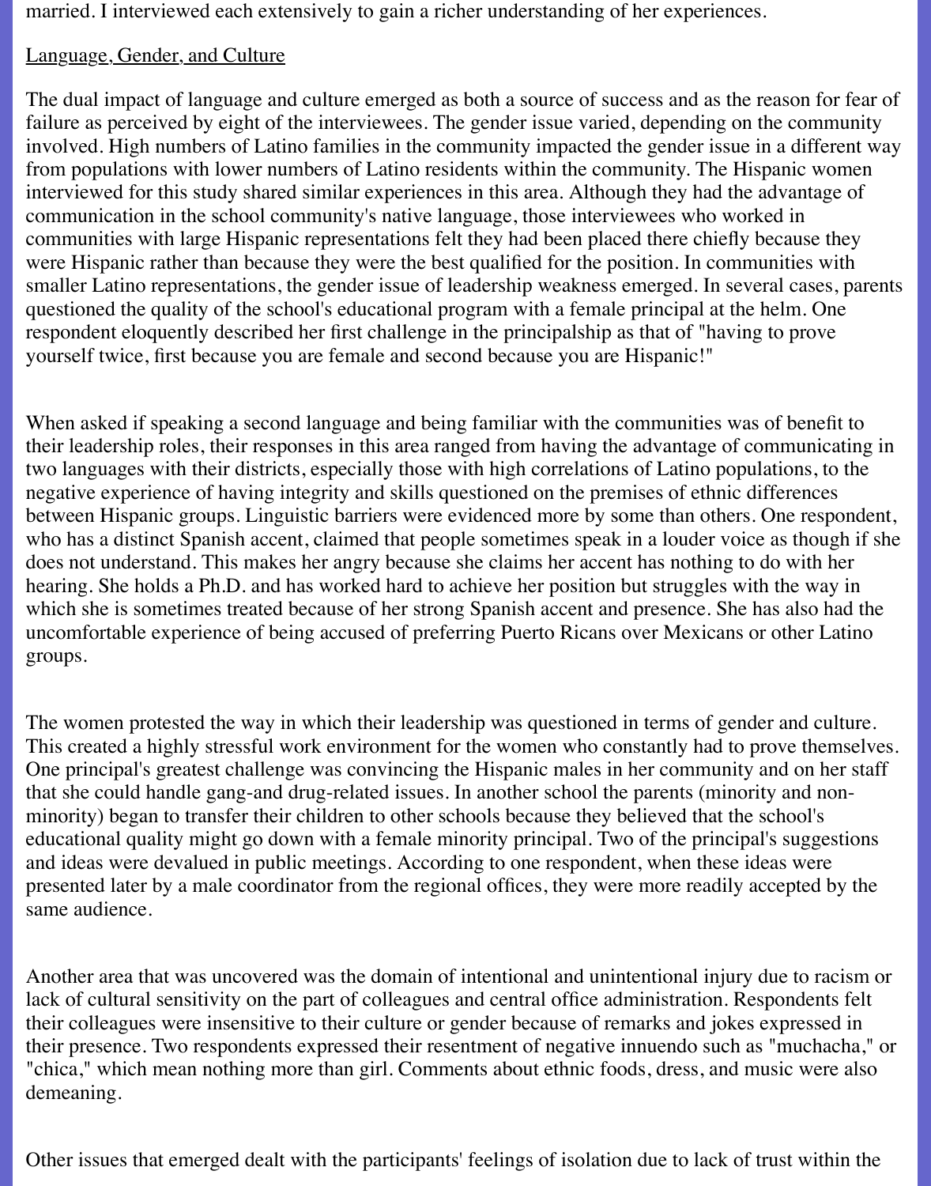married. I interviewed each extensively to gain a richer understanding of her experiences.

Language, Gender, and Culture

The dual impact of language and culture emerged as both a source of success and as the reason for fear of failure as perceived by eight of the interviewees. The gender issue varied, depending on the community involved. High numbers of Latino families in the community impacted the gender issue in a different way from populations with lower numbers of Latino residents within the community. The Hispanic women interviewed for this study shared similar experiences in this area. Although they had the advantage of communication in the school community's native language, those interviewees who worked in communities with large Hispanic representations felt they had been placed there chiefly because they were Hispanic rather than because they were the best qualified for the position. In communities with smaller Latino representations, the gender issue of leadership weakness emerged. In several cases, parents questioned the quality of the school's educational program with a female principal at the helm. One respondent eloquently described her first challenge in the principalship as that of "having to prove yourself twice, first because you are female and second because you are Hispanic!"

When asked if speaking a second language and being familiar with the communities was of benefit to their leadership roles, their responses in this area ranged from having the advantage of communicating in two languages with their districts, especially those with high correlations of Latino populations, to the negative experience of having integrity and skills questioned on the premises of ethnic differences between Hispanic groups. Linguistic barriers were evidenced more by some than others. One respondent, who has a distinct Spanish accent, claimed that people sometimes speak in a louder voice as though if she does not understand. This makes her angry because she claims her accent has nothing to do with her hearing. She holds a Ph.D. and has worked hard to achieve her position but struggles with the way in which she is sometimes treated because of her strong Spanish accent and presence. She has also had the uncomfortable experience of being accused of preferring Puerto Ricans over Mexicans or other Latino groups.

The women protested the way in which their leadership was questioned in terms of gender and culture. This created a highly stressful work environment for the women who constantly had to prove themselves. One principal's greatest challenge was convincing the Hispanic males in her community and on her staff that she could handle gang-and drug-related issues. In another school the parents (minority and non-minority) began to transfer their children to other schools because they believed that the school's educational quality might go down with a female minority principal. Two of the principal's suggestions and ideas were devalued in public meetings. According to one respondent, when these ideas were presented later by a male coordinator from the regional offices, they were more readily accepted by the same audience.

Another area that was uncovered was the domain of intentional and unintentional injury due to racism or lack of cultural sensitivity on the part of colleagues and central office administration. Respondents felt their colleagues were insensitive to their culture or gender because of remarks and jokes expressed in their presence. Two respondents expressed their resentment of negative innuendo such as "muchacha," or "chica," which mean nothing more than girl. Comments about ethnic foods, dress, and music were also demeaning.

Other issues that emerged dealt with the participants' feelings of isolation due to lack of trust within the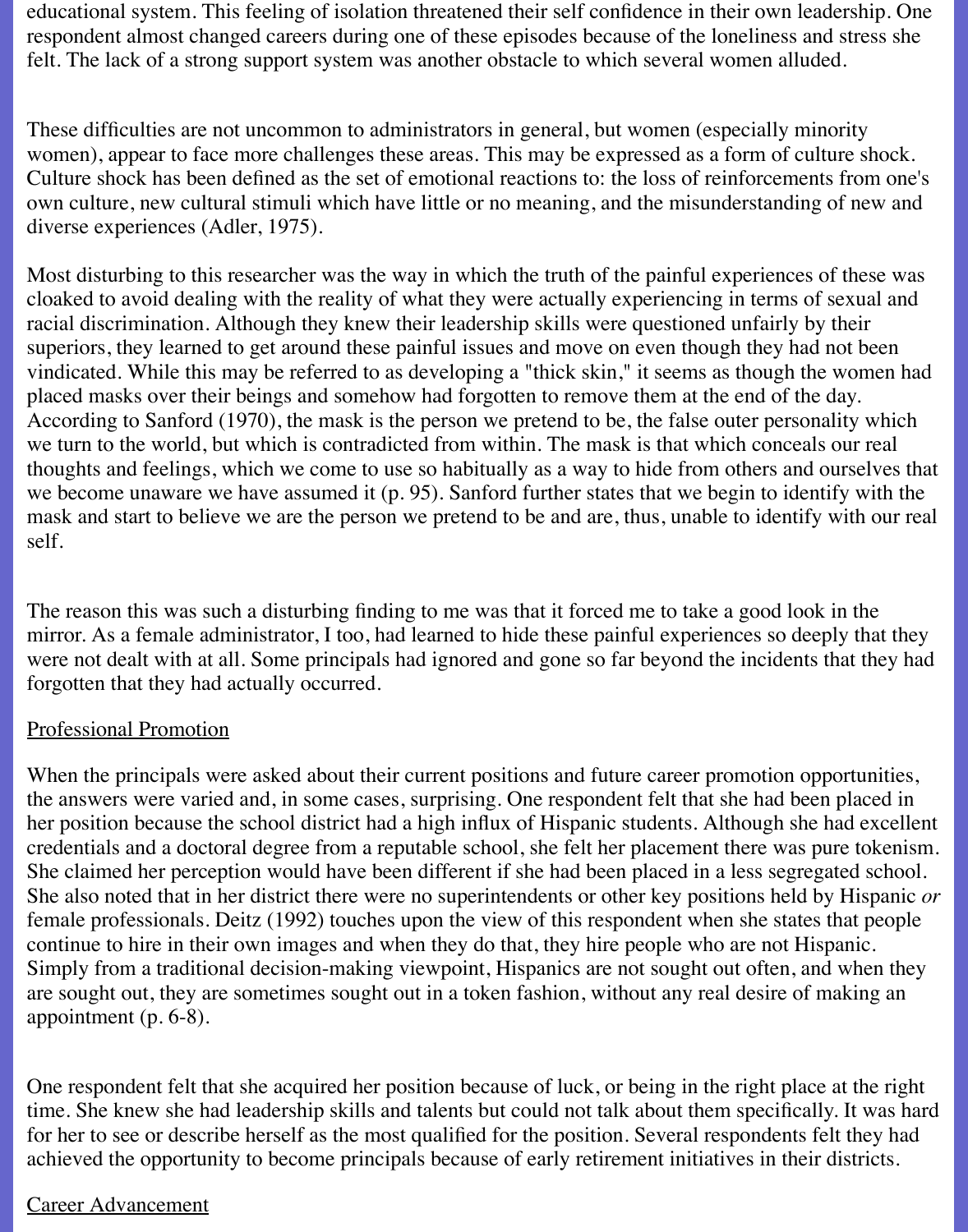educational system. This feeling of isolation threatened their self confidence in their own leadership. One respondent almost changed careers during one of these episodes because of the loneliness and stress she felt. The lack of a strong support system was another obstacle to which several women alluded.

These difficulties are not uncommon to administrators in general, but women (especially minority women), appear to face more challenges these areas. This may be expressed as a form of culture shock. Culture shock has been defined as the set of emotional reactions to: the loss of reinforcements from one's own culture, new cultural stimuli which have little or no meaning, and the misunderstanding of new and diverse experiences (Adler, 1975).

Most disturbing to this researcher was the way in which the truth of the painful experiences of these was cloaked to avoid dealing with the reality of what they were actually experiencing in terms of sexual and racial discrimination. Although they knew their leadership skills were questioned unfairly by their superiors, they learned to get around these painful issues and move on even though they had not been vindicated. While this may be referred to as developing a "thick skin," it seems as though the women had placed masks over their beings and somehow had forgotten to remove them at the end of the day. According to Sanford (1970), the mask is the person we pretend to be, the false outer personality which we turn to the world, but which is contradicted from within. The mask is that which conceals our real thoughts and feelings, which we come to use so habitually as a way to hide from others and ourselves that we become unaware we have assumed it (p. 95). Sanford further states that we begin to identify with the mask and start to believe we are the person we pretend to be and are, thus, unable to identify with our real self.

The reason this was such a disturbing finding to me was that it forced me to take a good look in the mirror. As a female administrator, I too, had learned to hide these painful experiences so deeply that they were not dealt with at all. Some principals had ignored and gone so far beyond the incidents that they had forgotten that they had actually occurred.

<u>Professional Promotion</u>

When the principals were asked about their current positions and future career promotion opportunities, the answers were varied and, in some cases, surprising. One respondent felt that she had been placed in her position because the school district had a high influx of Hispanic students. Although she had excellent credentials and a doctoral degree from a reputable school, she felt her placement there was pure tokenism. She claimed her perception would have been different if she had been placed in a less segregated school. She also noted that in her district there were no superintendents or other key positions held by Hispanic *or* female professionals. Deitz (1992) touches upon the view of this respondent when she states that people continue to hire in their own images and when they do that, they hire people who are not Hispanic. Simply from a traditional decision-making viewpoint, Hispanics are not sought out often, and when they are sought out, they are sometimes sought out in a token fashion, without any real desire of making an appointment (p. 6-8).

One respondent felt that she acquired her position because of luck, or being in the right place at the right time. She knew she had leadership skills and talents but could not talk about them specifically. It was hard for her to see or describe herself as the most qualified for the position. Several respondents felt they had achieved the opportunity to become principals because of early retirement initiatives in their districts.

<u>Career Advancement</u>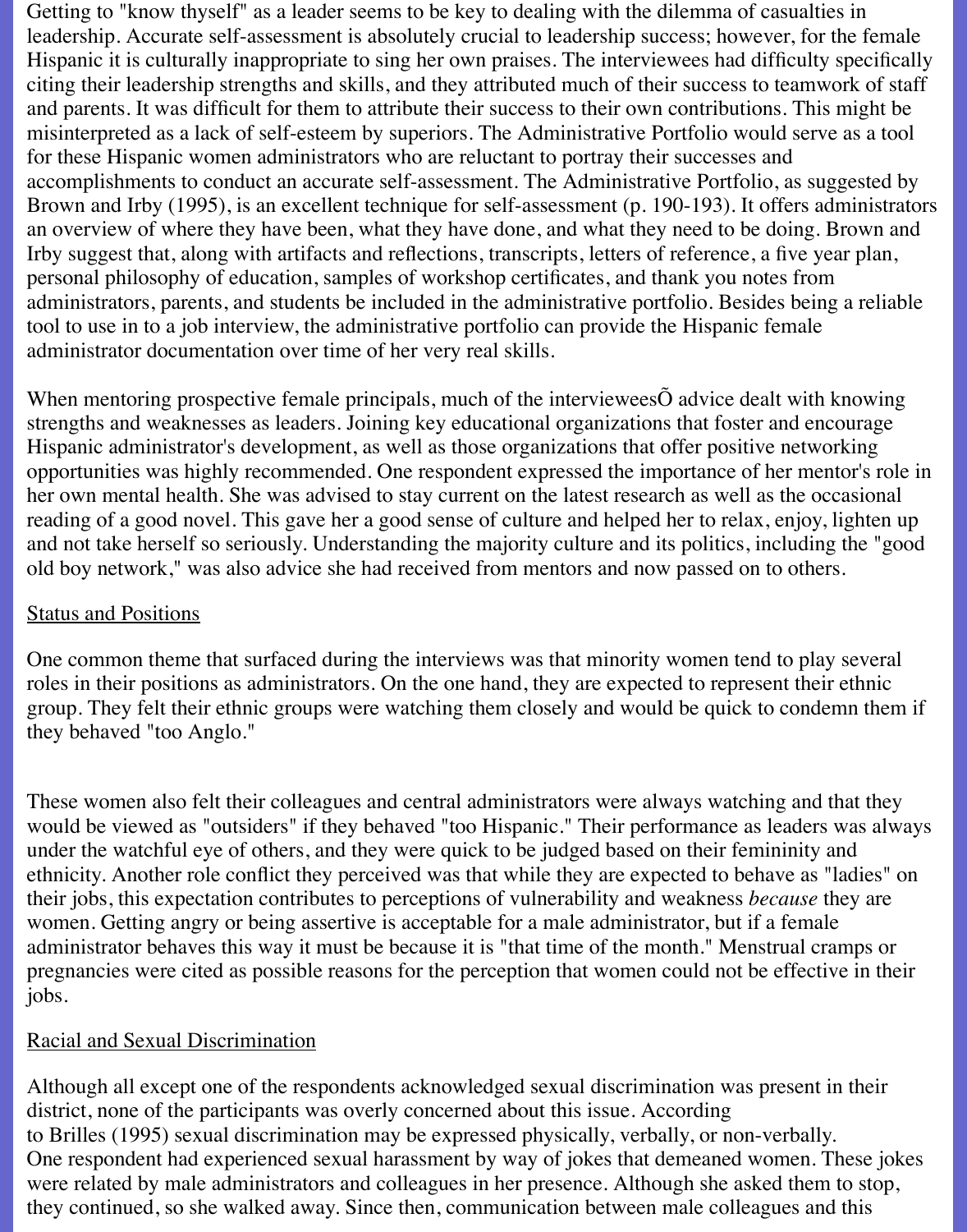Getting to "know thyself" as a leader seems to be key to dealing with the dilemma of casualties in leadership. Accurate self-assessment is absolutely crucial to leadership success; however, for the female Hispanic it is culturally inappropriate to sing her own praises. The interviewees had difficulty specifically citing their leadership strengths and skills, and they attributed much of their success to teamwork of staff and parents. It was difficult for them to attribute their success to their own contributions. This might be misinterpreted as a lack of self-esteem by superiors. The Administrative Portfolio would serve as a tool for these Hispanic women administrators who are reluctant to portray their successes and accomplishments to conduct an accurate self-assessment. The Administrative Portfolio, as suggested by Brown and Irby (1995), is an excellent technique for self-assessment (p. 190-193). It offers administrators an overview of where they have been, what they have done, and what they need to be doing. Brown and Irby suggest that, along with artifacts and reflections, transcripts, letters of reference, a five year plan, personal philosophy of education, samples of workshop certificates, and thank you notes from administrators, parents, and students be included in the administrative portfolio. Besides being a reliable tool to use in to a job interview, the administrative portfolio can provide the Hispanic female administrator documentation over time of her very real skills.

When mentoring prospective female principals, much of the intervieweesÕ advice dealt with knowing strengths and weaknesses as leaders. Joining key educational organizations that foster and encourage Hispanic administrator's development, as well as those organizations that offer positive networking opportunities was highly recommended. One respondent expressed the importance of her mentor's role in her own mental health. She was advised to stay current on the latest research as well as the occasional reading of a good novel. This gave her a good sense of culture and helped her to relax, enjoy, lighten up and not take herself so seriously. Understanding the majority culture and its politics, including the "good old boy network," was also advice she had received from mentors and now passed on to others.

## Status and Positions

One common theme that surfaced during the interviews was that minority women tend to play several roles in their positions as administrators. On the one hand, they are expected to represent their ethnic group. They felt their ethnic groups were watching them closely and would be quick to condemn them if they behaved "too Anglo."

These women also felt their colleagues and central administrators were always watching and that they would be viewed as "outsiders" if they behaved "too Hispanic." Their performance as leaders was always under the watchful eye of others, and they were quick to be judged based on their femininity and ethnicity. Another role conflict they perceived was that while they are expected to behave as "ladies" on their jobs, this expectation contributes to perceptions of vulnerability and weakness *because* they are women. Getting angry or being assertive is acceptable for a male administrator, but if a female administrator behaves this way it must be because it is "that time of the month." Menstrual cramps or pregnancies were cited as possible reasons for the perception that women could not be effective in their jobs.

## Racial and Sexual Discrimination

Although all except one of the respondents acknowledged sexual discrimination was present in their district, none of the participants was overly concerned about this issue. According to Brilles (1995) sexual discrimination may be expressed physically, verbally, or non-verbally. One respondent had experienced sexual harassment by way of jokes that demeaned women. These jokes were related by male administrators and colleagues in her presence. Although she asked them to stop, they continued, so she walked away. Since then, communication between male colleagues and this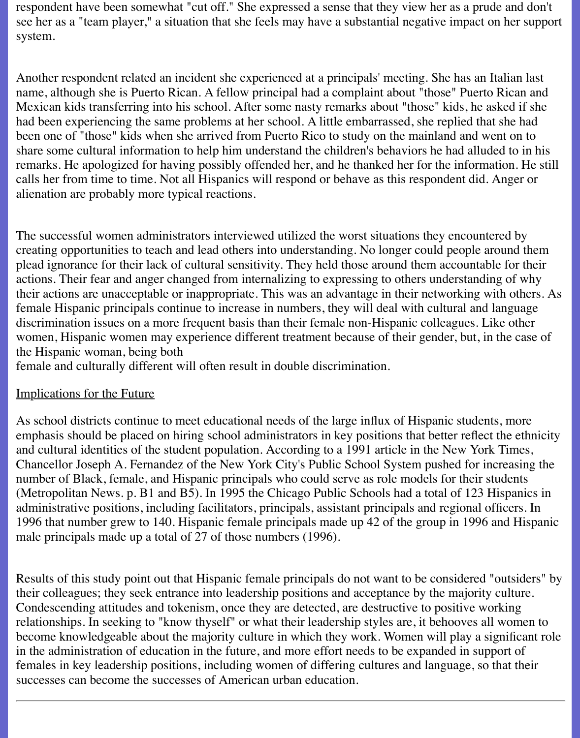respondent have been somewhat "cut off." She expressed a sense that they view her as a prude and don't see her as a "team player," a situation that she feels may have a substantial negative impact on her support system.

Another respondent related an incident she experienced at a principals' meeting. She has an Italian last name, although she is Puerto Rican. A fellow principal had a complaint about "those" Puerto Rican and Mexican kids transferring into his school. After some nasty remarks about "those" kids, he asked if she had been experiencing the same problems at her school. A little embarrassed, she replied that she had been one of "those" kids when she arrived from Puerto Rico to study on the mainland and went on to share some cultural information to help him understand the children's behaviors he had alluded to in his remarks. He apologized for having possibly offended her, and he thanked her for the information. He still calls her from time to time. Not all Hispanics will respond or behave as this respondent did. Anger or alienation are probably more typical reactions.

The successful women administrators interviewed utilized the worst situations they encountered by creating opportunities to teach and lead others into understanding. No longer could people around them plead ignorance for their lack of cultural sensitivity. They held those around them accountable for their actions. Their fear and anger changed from internalizing to expressing to others understanding of why their actions are unacceptable or inappropriate. This was an advantage in their networking with others. As female Hispanic principals continue to increase in numbers, they will deal with cultural and language discrimination issues on a more frequent basis than their female non-Hispanic colleagues. Like other women, Hispanic women may experience different treatment because of their gender, but, in the case of the Hispanic woman, being both
female and culturally different will often result in double discrimination.

## Implications for the Future

As school districts continue to meet educational needs of the large influx of Hispanic students, more emphasis should be placed on hiring school administrators in key positions that better reflect the ethnicity and cultural identities of the student population. According to a 1991 article in the New York Times, Chancellor Joseph A. Fernandez of the New York City's Public School System pushed for increasing the number of Black, female, and Hispanic principals who could serve as role models for their students (Metropolitan News. p. B1 and B5). In 1995 the Chicago Public Schools had a total of 123 Hispanics in administrative positions, including facilitators, principals, assistant principals and regional officers. In 1996 that number grew to 140. Hispanic female principals made up 42 of the group in 1996 and Hispanic male principals made up a total of 27 of those numbers (1996).

Results of this study point out that Hispanic female principals do not want to be considered "outsiders" by their colleagues; they seek entrance into leadership positions and acceptance by the majority culture. Condescending attitudes and tokenism, once they are detected, are destructive to positive working relationships. In seeking to "know thyself" or what their leadership styles are, it behooves all women to become knowledgeable about the majority culture in which they work. Women will play a significant role in the administration of education in the future, and more effort needs to be expanded in support of females in key leadership positions, including women of differing cultures and language, so that their successes can become the successes of American urban education.

---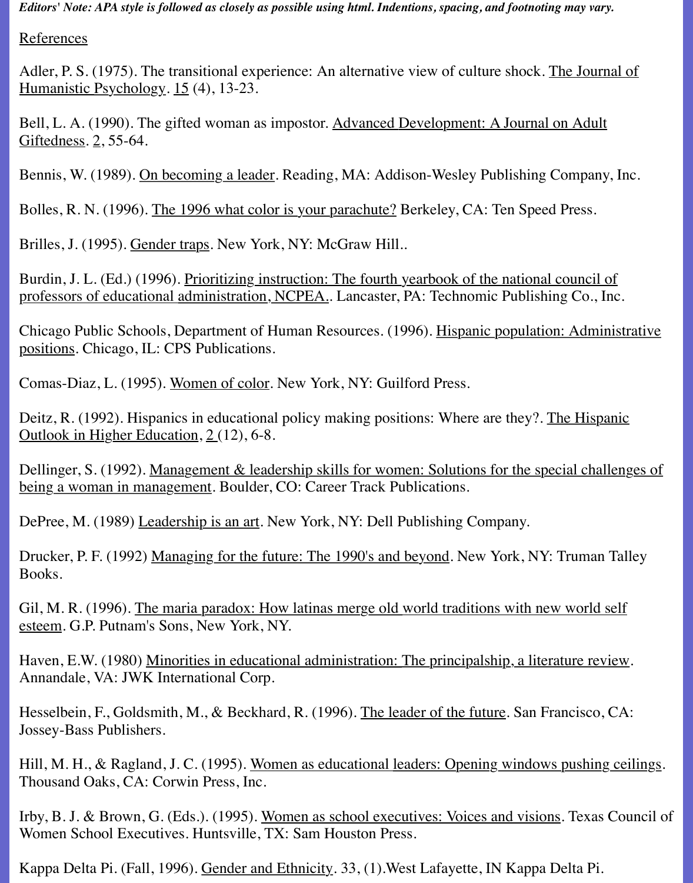*Editors' Note: APA style is followed as closely as possible using html. Indentions, spacing, and footnoting may vary.*

References

Adler, P. S. (1975). The transitional experience: An alternative view of culture shock. The Journal of Humanistic Psychology. 15 (4), 13-23.

Bell, L. A. (1990). The gifted woman as impostor. Advanced Development: A Journal on Adult Giftedness. 2, 55-64.

Bennis, W. (1989). On becoming a leader. Reading, MA: Addison-Wesley Publishing Company, Inc.

Bolles, R. N. (1996). The 1996 what color is your parachute? Berkeley, CA: Ten Speed Press.

Brilles, J. (1995). Gender traps. New York, NY: McGraw Hill..

Burdin, J. L. (Ed.) (1996). Prioritizing instruction: The fourth yearbook of the national council of professors of educational administration, NCPEA.. Lancaster, PA: Technomic Publishing Co., Inc.

Chicago Public Schools, Department of Human Resources. (1996). Hispanic population: Administrative positions. Chicago, IL: CPS Publications.

Comas-Diaz, L. (1995). Women of color. New York, NY: Guilford Press.

Deitz, R. (1992). Hispanics in educational policy making positions: Where are they?. The Hispanic Outlook in Higher Education, 2 (12), 6-8.

Dellinger, S. (1992). Management & leadership skills for women: Solutions for the special challenges of being a woman in management. Boulder, CO: Career Track Publications.

DePree, M. (1989) Leadership is an art. New York, NY: Dell Publishing Company.

Drucker, P. F. (1992) Managing for the future: The 1990's and beyond. New York, NY: Truman Talley Books.

Gil, M. R. (1996). The maria paradox: How latinas merge old world traditions with new world self esteem. G.P. Putnam's Sons, New York, NY.

Haven, E.W. (1980) Minorities in educational administration: The principalship, a literature review. Annandale, VA: JWK International Corp.

Hesselbein, F., Goldsmith, M., & Beckhard, R. (1996). The leader of the future. San Francisco, CA: Jossey-Bass Publishers.

Hill, M. H., & Ragland, J. C. (1995). Women as educational leaders: Opening windows pushing ceilings. Thousand Oaks, CA: Corwin Press, Inc.

Irby, B. J. & Brown, G. (Eds.). (1995). Women as school executives: Voices and visions. Texas Council of Women School Executives. Huntsville, TX: Sam Houston Press.

Kappa Delta Pi. (Fall, 1996). Gender and Ethnicity. 33, (1).West Lafayette, IN Kappa Delta Pi.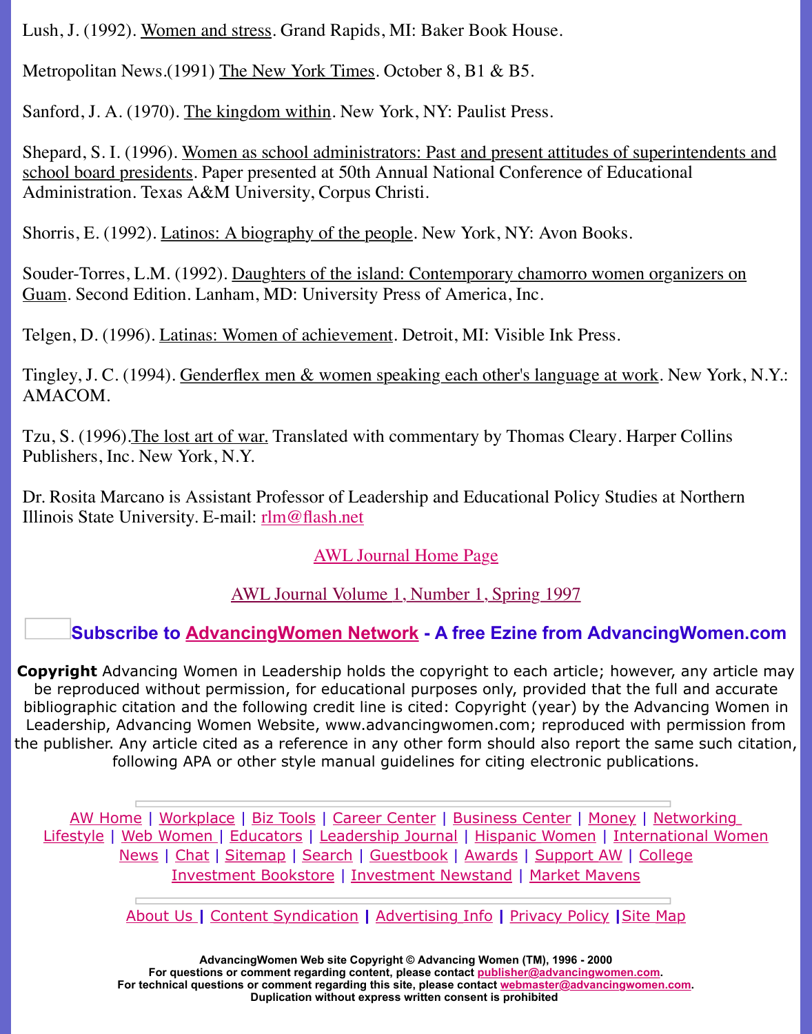Lush, J. (1992). Women and stress. Grand Rapids, MI: Baker Book House.

Metropolitan News.(1991) The New York Times. October 8, B1 & B5.

Sanford, J. A. (1970). The kingdom within. New York, NY: Paulist Press.

Shepard, S. I. (1996). Women as school administrators: Past and present attitudes of superintendents and school board presidents. Paper presented at 50th Annual National Conference of Educational Administration. Texas A&M University, Corpus Christi.

Shorris, E. (1992). Latinos: A biography of the people. New York, NY: Avon Books.

Souder-Torres, L.M. (1992). Daughters of the island: Contemporary chamorro women organizers on Guam. Second Edition. Lanham, MD: University Press of America, Inc.

Telgen, D. (1996). Latinas: Women of achievement. Detroit, MI: Visible Ink Press.

Tingley, J. C. (1994). Genderflex men & women speaking each other's language at work. New York, N.Y.: AMACOM.

Tzu, S. (1996).The lost art of war. Translated with commentary by Thomas Cleary. Harper Collins Publishers, Inc. New York, N.Y.

Dr. Rosita Marcano is Assistant Professor of Leadership and Educational Policy Studies at Northern Illinois State University. E-mail: rlm@flash.net

AWL Journal Home Page

AWL Journal Volume 1, Number 1, Spring 1997

**Subscribe to AdvancingWomen Network - A free Ezine from AdvancingWomen.com**

**Copyright** Advancing Women in Leadership holds the copyright to each article; however, any article may be reproduced without permission, for educational purposes only, provided that the full and accurate bibliographic citation and the following credit line is cited: Copyright (year) by the Advancing Women in Leadership, Advancing Women Website, www.advancingwomen.com; reproduced with permission from the publisher. Any article cited as a reference in any other form should also report the same such citation, following APA or other style manual guidelines for citing electronic publications.

AW Home | Workplace | Biz Tools | Career Center | Business Center | Money | Networking Lifestyle | Web Women | Educators | Leadership Journal | Hispanic Women | International Women News | Chat | Sitemap | Search | Guestbook | Awards | Support AW | College Investment Bookstore | Investment Newstand | Market Mavens

About Us | Content Syndication | Advertising Info | Privacy Policy | Site Map

**AdvancingWomen Web site Copyright © Advancing Women (TM), 1996 - 2000**
**For questions or comment regarding content, please contact publisher@advancingwomen.com.**
**For technical questions or comment regarding this site, please contact webmaster@advancingwomen.com.**
**Duplication without express written consent is prohibited**